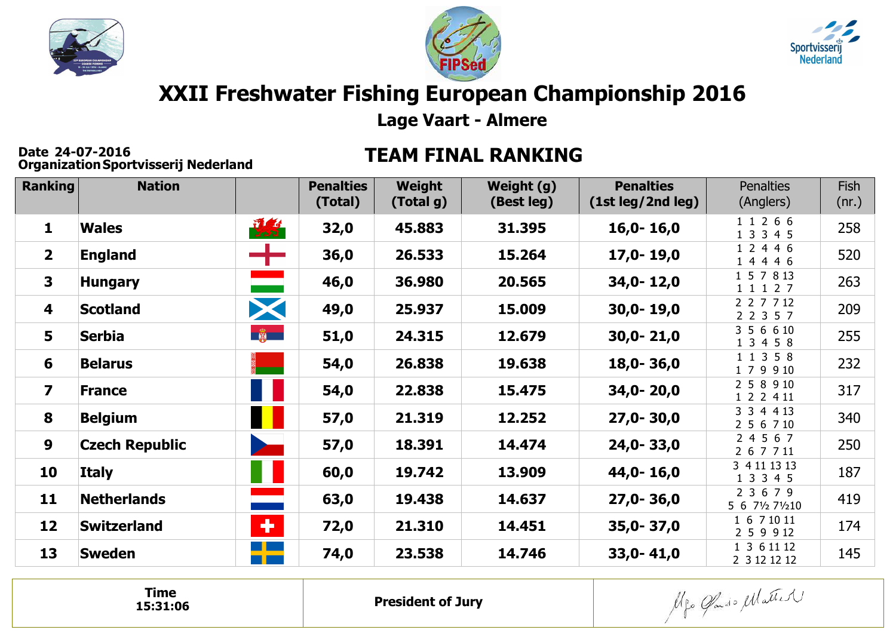# XXII Freshwater Fishing European Championship 2016

## Lage Vaart - Almere

**Date** 24-07-2016
**Organization** Sportvisserij Nederland

## TEAM FINAL RANKING

| Ranking | Nation | | Penalties (Total) | Weight (Total g) | Weight (g) (Best leg) | Penalties (1st leg/2nd leg) | Penalties (Anglers) | Fish (nr.) |
|---|---|---|---|---|---|---|---|---|
| 1 | Wales | | 32,0 | 45.883 | 31.395 | 16,0- 16,0 | 1 1 2 6 6<br>1 3 3 4 5 | 258 |
| 2 | England | | 36,0 | 26.533 | 15.264 | 17,0- 19,0 | 1 2 4 4 6<br>1 4 4 4 6 | 520 |
| 3 | Hungary | | 46,0 | 36.980 | 20.565 | 34,0- 12,0 | 1 5 7 8 13<br>1 1 1 2 7 | 263 |
| 4 | Scotland | | 49,0 | 25.937 | 15.009 | 30,0- 19,0 | 2 2 7 7 12<br>2 2 3 5 7 | 209 |
| 5 | Serbia | | 51,0 | 24.315 | 12.679 | 30,0- 21,0 | 3 5 6 6 10<br>1 3 4 5 8 | 255 |
| 6 | Belarus | | 54,0 | 26.838 | 19.638 | 18,0- 36,0 | 1 1 3 5 8<br>1 7 9 9 10 | 232 |
| 7 | France | | 54,0 | 22.838 | 15.475 | 34,0- 20,0 | 2 5 8 9 10<br>1 2 2 4 11 | 317 |
| 8 | Belgium | | 57,0 | 21.319 | 12.252 | 27,0- 30,0 | 3 3 4 4 13<br>2 5 6 7 10 | 340 |
| 9 | Czech Republic | | 57,0 | 18.391 | 14.474 | 24,0- 33,0 | 2 4 5 6 7<br>2 6 7 7 11 | 250 |
| 10 | Italy | | 60,0 | 19.742 | 13.909 | 44,0- 16,0 | 3 4 11 13 13<br>1 3 3 4 5 | 187 |
| 11 | Netherlands | | 63,0 | 19.438 | 14.637 | 27,0- 36,0 | 2 3 6 7 9<br>5 6 7½ 7½10 | 419 |
| 12 | Switzerland | | 72,0 | 21.310 | 14.451 | 35,0- 37,0 | 1 6 7 10 11<br>2 5 9 9 12 | 174 |
| 13 | Sweden | | 74,0 | 23.538 | 14.746 | 33,0- 41,0 | 1 3 6 11 12<br>2 3 12 12 12 | 145 |

| Time 15:31:06 | President of Jury | |
|---|---|---|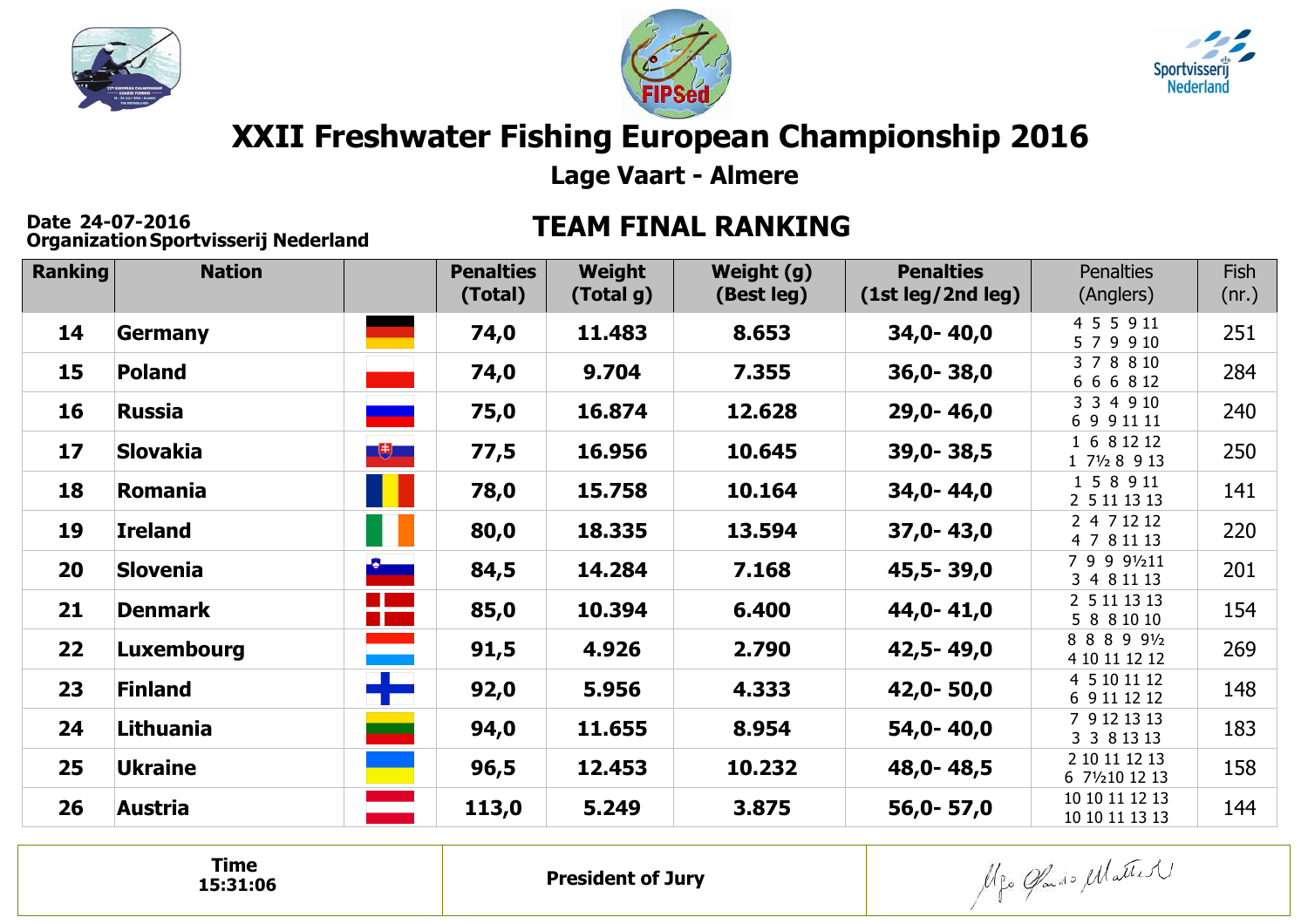# XXII Freshwater Fishing European Championship 2016

## Lage Vaart - Almere

**Date** 24-07-2016
**Organization** Sportvisserij Nederland

## TEAM FINAL RANKING

| Ranking | Nation | | Penalties (Total) | Weight (Total g) | Weight (g) (Best leg) | Penalties (1st leg/2nd leg) | Penalties (Anglers) | Fish (nr.) |
|---|---|---|---|---|---|---|---|---|
| 14 | Germany | | 74,0 | 11.483 | 8.653 | 34,0- 40,0 | 4 5 5 9 11<br>5 7 9 9 10 | 251 |
| 15 | Poland | | 74,0 | 9.704 | 7.355 | 36,0- 38,0 | 3 7 8 8 10<br>6 6 6 8 12 | 284 |
| 16 | Russia | | 75,0 | 16.874 | 12.628 | 29,0- 46,0 | 3 3 4 9 10<br>6 9 9 11 11 | 240 |
| 17 | Slovakia | | 77,5 | 16.956 | 10.645 | 39,0- 38,5 | 1 6 8 12 12<br>1 7½ 8 9 13 | 250 |
| 18 | Romania | | 78,0 | 15.758 | 10.164 | 34,0- 44,0 | 1 5 8 9 11<br>2 5 11 13 13 | 141 |
| 19 | Ireland | | 80,0 | 18.335 | 13.594 | 37,0- 43,0 | 2 4 7 12 12<br>4 7 8 11 13 | 220 |
| 20 | Slovenia | | 84,5 | 14.284 | 7.168 | 45,5- 39,0 | 7 9 9 9½ 11<br>3 4 8 11 13 | 201 |
| 21 | Denmark | | 85,0 | 10.394 | 6.400 | 44,0- 41,0 | 2 5 11 13 13<br>5 8 8 10 10 | 154 |
| 22 | Luxembourg | | 91,5 | 4.926 | 2.790 | 42,5- 49,0 | 8 8 8 9 9½<br>4 10 11 12 12 | 269 |
| 23 | Finland | | 92,0 | 5.956 | 4.333 | 42,0- 50,0 | 4 5 10 11 12<br>6 9 11 12 12 | 148 |
| 24 | Lithuania | | 94,0 | 11.655 | 8.954 | 54,0- 40,0 | 7 9 12 13 13<br>3 3 8 13 13 | 183 |
| 25 | Ukraine | | 96,5 | 12.453 | 10.232 | 48,0- 48,5 | 2 10 11 12 13<br>6 7½ 10 12 13 | 158 |
| 26 | Austria | | 113,0 | 5.249 | 3.875 | 56,0- 57,0 | 10 10 11 12 13<br>10 10 11 13 13 | 144 |

| Time | President of Jury | |
|---|---|---|
| 15:31:06 | | |